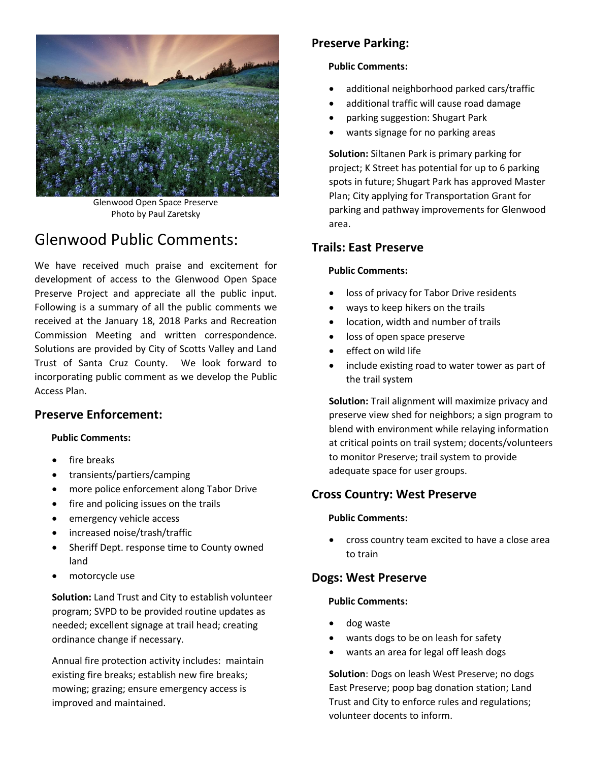Glenwood Open Space Preserve
Photo by Paul Zaretsky

# Glenwood Public Comments:

We have received much praise and excitement for development of access to the Glenwood Open Space Preserve Project and appreciate all the public input. Following is a summary of all the public comments we received at the January 18, 2018 Parks and Recreation Commission Meeting and written correspondence. Solutions are provided by City of Scotts Valley and Land Trust of Santa Cruz County. We look forward to incorporating public comment as we develop the Public Access Plan.

## Preserve Enforcement:

**Public Comments:**

- fire breaks
- transients/partiers/camping
- more police enforcement along Tabor Drive
- fire and policing issues on the trails
- emergency vehicle access
- increased noise/trash/traffic
- Sheriff Dept. response time to County owned land
- motorcycle use

**Solution:** Land Trust and City to establish volunteer program; SVPD to be provided routine updates as needed; excellent signage at trail head; creating ordinance change if necessary.

Annual fire protection activity includes: maintain existing fire breaks; establish new fire breaks; mowing; grazing; ensure emergency access is improved and maintained.

## Preserve Parking:

**Public Comments:**

- additional neighborhood parked cars/traffic
- additional traffic will cause road damage
- parking suggestion: Shugart Park
- wants signage for no parking areas

**Solution:** Siltanen Park is primary parking for project; K Street has potential for up to 6 parking spots in future; Shugart Park has approved Master Plan; City applying for Transportation Grant for parking and pathway improvements for Glenwood area.

## Trails: East Preserve

**Public Comments:**

- loss of privacy for Tabor Drive residents
- ways to keep hikers on the trails
- location, width and number of trails
- loss of open space preserve
- effect on wild life
- include existing road to water tower as part of the trail system

**Solution:** Trail alignment will maximize privacy and preserve view shed for neighbors; a sign program to blend with environment while relaying information at critical points on trail system; docents/volunteers to monitor Preserve; trail system to provide adequate space for user groups.

## Cross Country: West Preserve

**Public Comments:**

- cross country team excited to have a close area to train

## Dogs: West Preserve

**Public Comments:**

- dog waste
- wants dogs to be on leash for safety
- wants an area for legal off leash dogs

**Solution**: Dogs on leash West Preserve; no dogs East Preserve; poop bag donation station; Land Trust and City to enforce rules and regulations; volunteer docents to inform.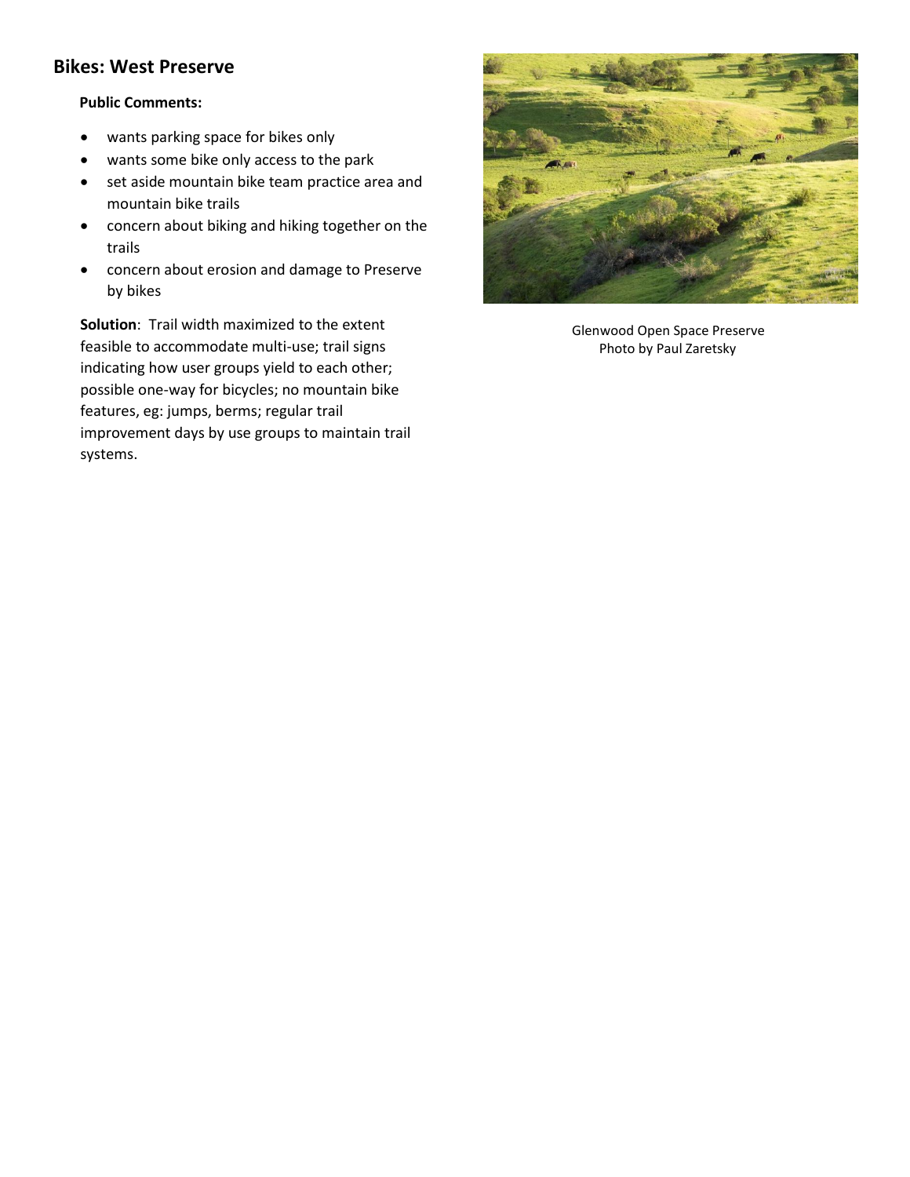## Bikes: West Preserve

**Public Comments:**

- wants parking space for bikes only
- wants some bike only access to the park
- set aside mountain bike team practice area and mountain bike trails
- concern about biking and hiking together on the trails
- concern about erosion and damage to Preserve by bikes

**Solution**: Trail width maximized to the extent feasible to accommodate multi-use; trail signs indicating how user groups yield to each other; possible one-way for bicycles; no mountain bike features, eg: jumps, berms; regular trail improvement days by use groups to maintain trail systems.

Glenwood Open Space Preserve
Photo by Paul Zaretsky